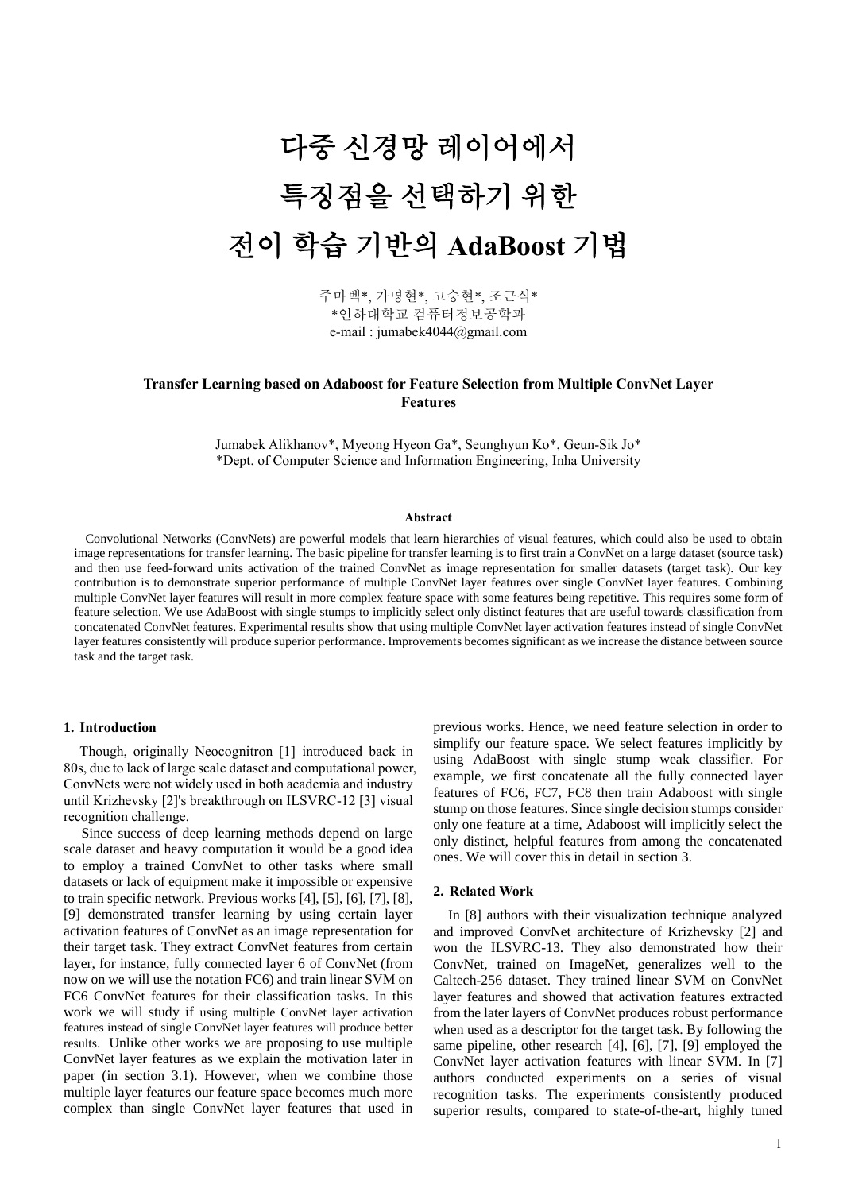# 다중 신경망 레이어에서 특징점을 선택하기 위한 전이 학습 기반의 AdaBoost 기법

주마벡*, 가명현*, 고승현*, 조근식*
*인하대학교 컴퓨터정보공학과
e-mail : jumabek4044@gmail.com

## Transfer Learning based on Adaboost for Feature Selection from Multiple ConvNet Layer Features

Jumabek Alikhanov*, Myeong Hyeon Ga*, Seunghyun Ko*, Geun-Sik Jo*
*Dept. of Computer Science and Information Engineering, Inha University

### Abstract

Convolutional Networks (ConvNets) are powerful models that learn hierarchies of visual features, which could also be used to obtain image representations for transfer learning. The basic pipeline for transfer learning is to first train a ConvNet on a large dataset (source task) and then use feed-forward units activation of the trained ConvNet as image representation for smaller datasets (target task). Our key contribution is to demonstrate superior performance of multiple ConvNet layer features over single ConvNet layer features. Combining multiple ConvNet layer features will result in more complex feature space with some features being repetitive. This requires some form of feature selection. We use AdaBoost with single stumps to implicitly select only distinct features that are useful towards classification from concatenated ConvNet features. Experimental results show that using multiple ConvNet layer activation features instead of single ConvNet layer features consistently will produce superior performance. Improvements becomes significant as we increase the distance between source task and the target task.

### 1. Introduction

Though, originally Neocognitron [1] introduced back in 80s, due to lack of large scale dataset and computational power, ConvNets were not widely used in both academia and industry until Krizhevsky [2]'s breakthrough on ILSVRC-12 [3] visual recognition challenge.

Since success of deep learning methods depend on large scale dataset and heavy computation it would be a good idea to employ a trained ConvNet to other tasks where small datasets or lack of equipment make it impossible or expensive to train specific network. Previous works [4], [5], [6], [7], [8], [9] demonstrated transfer learning by using certain layer activation features of ConvNet as an image representation for their target task. They extract ConvNet features from certain layer, for instance, fully connected layer 6 of ConvNet (from now on we will use the notation FC6) and train linear SVM on FC6 ConvNet features for their classification tasks. In this work we will study if using multiple ConvNet layer activation features instead of single ConvNet layer features will produce better results. Unlike other works we are proposing to use multiple ConvNet layer features as we explain the motivation later in paper (in section 3.1). However, when we combine those multiple layer features our feature space becomes much more complex than single ConvNet layer features that used in previous works. Hence, we need feature selection in order to simplify our feature space. We select features implicitly by using AdaBoost with single stump weak classifier. For example, we first concatenate all the fully connected layer features of FC6, FC7, FC8 then train Adaboost with single stump on those features. Since single decision stumps consider only one feature at a time, Adaboost will implicitly select the only distinct, helpful features from among the concatenated ones. We will cover this in detail in section 3.

### 2. Related Work

In [8] authors with their visualization technique analyzed and improved ConvNet architecture of Krizhevsky [2] and won the ILSVRC-13. They also demonstrated how their ConvNet, trained on ImageNet, generalizes well to the Caltech-256 dataset. They trained linear SVM on ConvNet layer features and showed that activation features extracted from the later layers of ConvNet produces robust performance when used as a descriptor for the target task. By following the same pipeline, other research [4], [6], [7], [9] employed the ConvNet layer activation features with linear SVM. In [7] authors conducted experiments on a series of visual recognition tasks. The experiments consistently produced superior results, compared to state-of-the-art, highly tuned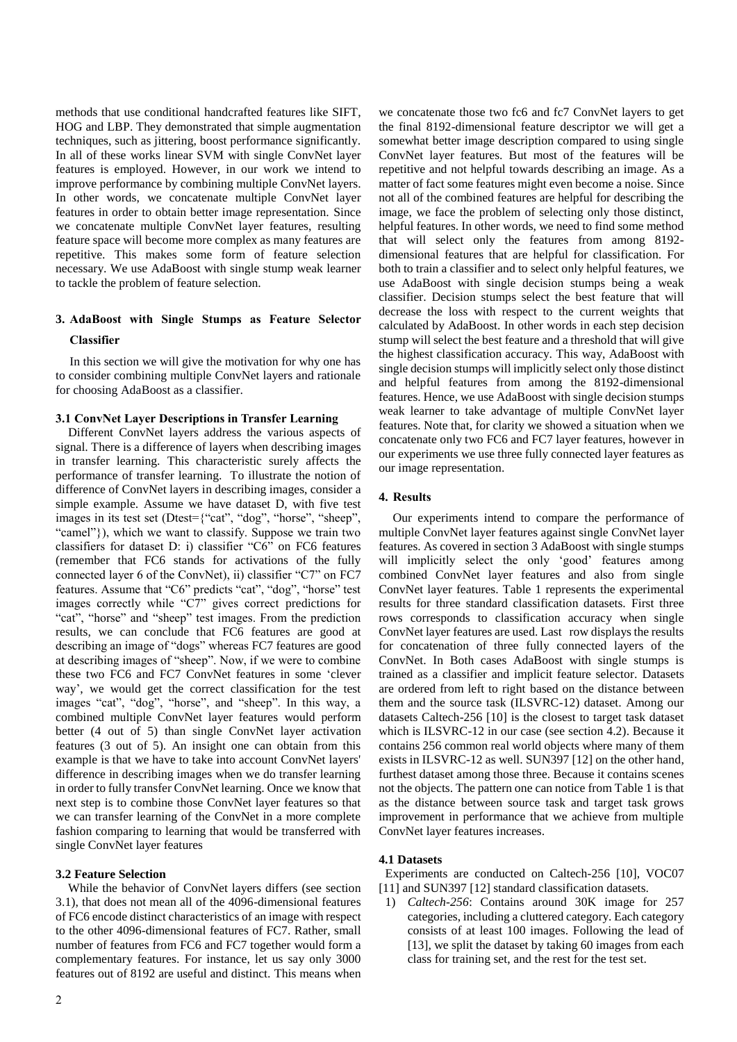methods that use conditional handcrafted features like SIFT, HOG and LBP. They demonstrated that simple augmentation techniques, such as jittering, boost performance significantly. In all of these works linear SVM with single ConvNet layer features is employed. However, in our work we intend to improve performance by combining multiple ConvNet layers. In other words, we concatenate multiple ConvNet layer features in order to obtain better image representation. Since we concatenate multiple ConvNet layer features, resulting feature space will become more complex as many features are repetitive. This makes some form of feature selection necessary. We use AdaBoost with single stump weak learner to tackle the problem of feature selection.

## 3. AdaBoost with Single Stumps as Feature Selector Classifier

In this section we will give the motivation for why one has to consider combining multiple ConvNet layers and rationale for choosing AdaBoost as a classifier.

### 3.1 ConvNet Layer Descriptions in Transfer Learning

Different ConvNet layers address the various aspects of signal. There is a difference of layers when describing images in transfer learning. This characteristic surely affects the performance of transfer learning. To illustrate the notion of difference of ConvNet layers in describing images, consider a simple example. Assume we have dataset D, with five test images in its test set (Dtest={"cat", "dog", "horse", "sheep", "camel"}), which we want to classify. Suppose we train two classifiers for dataset D: i) classifier "C6" on FC6 features (remember that FC6 stands for activations of the fully connected layer 6 of the ConvNet), ii) classifier "C7" on FC7 features. Assume that "C6" predicts "cat", "dog", "horse" test images correctly while "C7" gives correct predictions for "cat", "horse" and "sheep" test images. From the prediction results, we can conclude that FC6 features are good at describing an image of "dogs" whereas FC7 features are good at describing images of "sheep". Now, if we were to combine these two FC6 and FC7 ConvNet features in some 'clever way', we would get the correct classification for the test images "cat", "dog", "horse", and "sheep". In this way, a combined multiple ConvNet layer features would perform better (4 out of 5) than single ConvNet layer activation features (3 out of 5). An insight one can obtain from this example is that we have to take into account ConvNet layers' difference in describing images when we do transfer learning in order to fully transfer ConvNet learning. Once we know that next step is to combine those ConvNet layer features so that we can transfer learning of the ConvNet in a more complete fashion comparing to learning that would be transferred with single ConvNet layer features

### 3.2 Feature Selection

While the behavior of ConvNet layers differs (see section 3.1), that does not mean all of the 4096-dimensional features of FC6 encode distinct characteristics of an image with respect to the other 4096-dimensional features of FC7. Rather, small number of features from FC6 and FC7 together would form a complementary features. For instance, let us say only 3000 features out of 8192 are useful and distinct. This means when we concatenate those two fc6 and fc7 ConvNet layers to get the final 8192-dimensional feature descriptor we will get a somewhat better image description compared to using single ConvNet layer features. But most of the features will be repetitive and not helpful towards describing an image. As a matter of fact some features might even become a noise. Since not all of the combined features are helpful for describing the image, we face the problem of selecting only those distinct, helpful features. In other words, we need to find some method that will select only the features from among 8192-dimensional features that are helpful for classification. For both to train a classifier and to select only helpful features, we use AdaBoost with single decision stumps being a weak classifier. Decision stumps select the best feature that will decrease the loss with respect to the current weights that calculated by AdaBoost. In other words in each step decision stump will select the best feature and a threshold that will give the highest classification accuracy. This way, AdaBoost with single decision stumps will implicitly select only those distinct and helpful features from among the 8192-dimensional features. Hence, we use AdaBoost with single decision stumps weak learner to take advantage of multiple ConvNet layer features. Note that, for clarity we showed a situation when we concatenate only two FC6 and FC7 layer features, however in our experiments we use three fully connected layer features as our image representation.

## 4. Results

Our experiments intend to compare the performance of multiple ConvNet layer features against single ConvNet layer features. As covered in section 3 AdaBoost with single stumps will implicitly select the only 'good' features among combined ConvNet layer features and also from single ConvNet layer features. Table 1 represents the experimental results for three standard classification datasets. First three rows corresponds to classification accuracy when single ConvNet layer features are used. Last row displays the results for concatenation of three fully connected layers of the ConvNet. In Both cases AdaBoost with single stumps is trained as a classifier and implicit feature selector. Datasets are ordered from left to right based on the distance between them and the source task (ILSVRC-12) dataset. Among our datasets Caltech-256 [10] is the closest to target task dataset which is ILSVRC-12 in our case (see section 4.2). Because it contains 256 common real world objects where many of them exists in ILSVRC-12 as well. SUN397 [12] on the other hand, furthest dataset among those three. Because it contains scenes not the objects. The pattern one can notice from Table 1 is that as the distance between source task and target task grows improvement in performance that we achieve from multiple ConvNet layer features increases.

### 4.1 Datasets

Experiments are conducted on Caltech-256 [10], VOC07 [11] and SUN397 [12] standard classification datasets.

1) *Caltech-256*: Contains around 30K image for 257 categories, including a cluttered category. Each category consists of at least 100 images. Following the lead of [13], we split the dataset by taking 60 images from each class for training set, and the rest for the test set.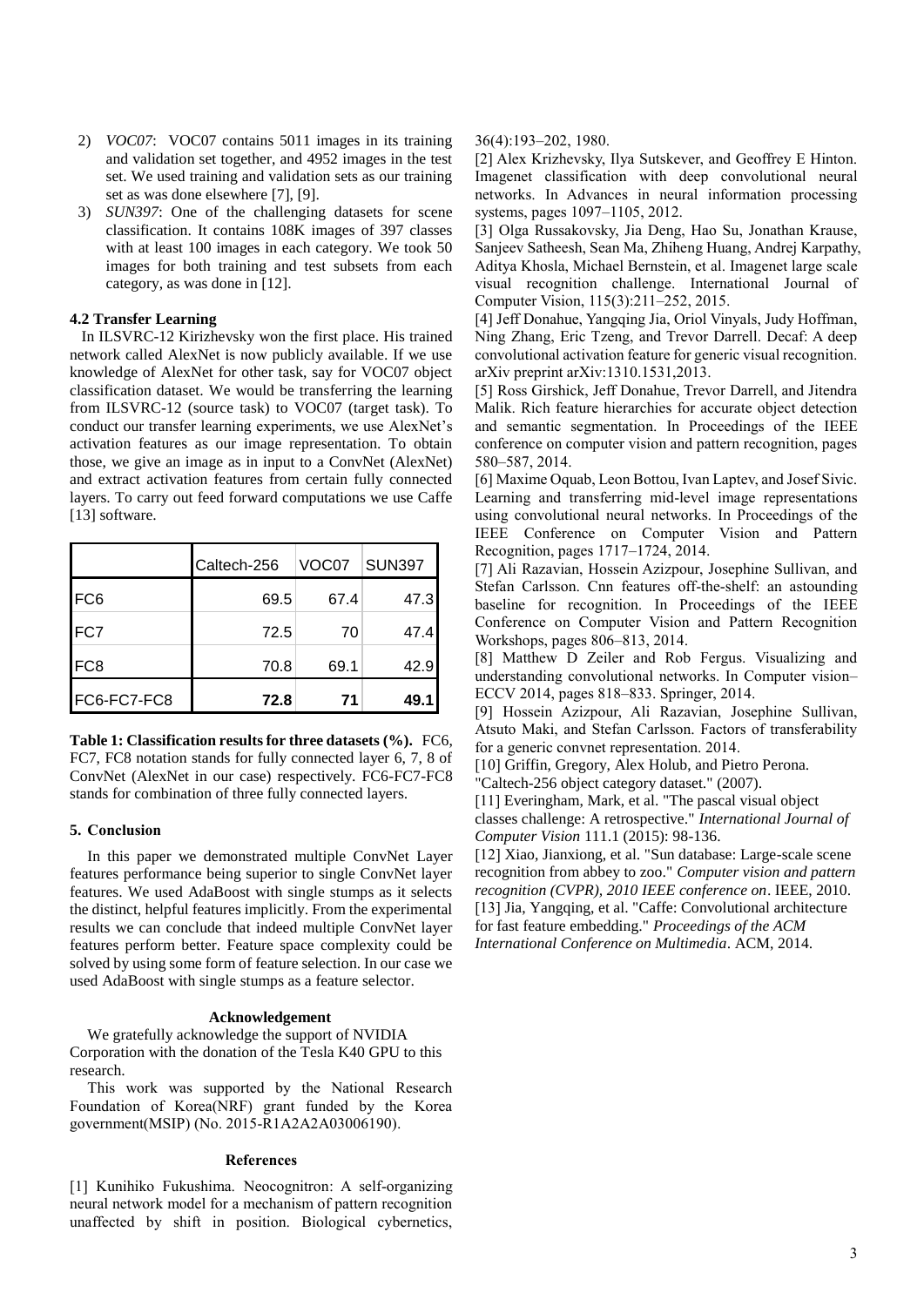2) *VOC07*: VOC07 contains 5011 images in its training and validation set together, and 4952 images in the test set. We used training and validation sets as our training set as was done elsewhere [7], [9].
3) *SUN397*: One of the challenging datasets for scene classification. It contains 108K images of 397 classes with at least 100 images in each category. We took 50 images for both training and test subsets from each category, as was done in [12].

### 4.2 Transfer Learning

In ILSVRC-12 Kirizhevsky won the first place. His trained network called AlexNet is now publicly available. If we use knowledge of AlexNet for other task, say for VOC07 object classification dataset. We would be transferring the learning from ILSVRC-12 (source task) to VOC07 (target task). To conduct our transfer learning experiments, we use AlexNet's activation features as our image representation. To obtain those, we give an image as in input to a ConvNet (AlexNet) and extract activation features from certain fully connected layers. To carry out feed forward computations we use Caffe [13] software.

| | Caltech-256 | VOC07 | SUN397 |
|---|---|---|---|
| FC6 | 69.5 | 67.4 | 47.3 |
| FC7 | 72.5 | 70 | 47.4 |
| FC8 | 70.8 | 69.1 | 42.9 |
| FC6-FC7-FC8 | **72.8** | **71** | **49.1** |

**Table 1: Classification results for three datasets (%).** FC6, FC7, FC8 notation stands for fully connected layer 6, 7, 8 of ConvNet (AlexNet in our case) respectively. FC6-FC7-FC8 stands for combination of three fully connected layers.

## 5. Conclusion

In this paper we demonstrated multiple ConvNet Layer features performance being superior to single ConvNet layer features. We used AdaBoost with single stumps as it selects the distinct, helpful features implicitly. From the experimental results we can conclude that indeed multiple ConvNet layer features perform better. Feature space complexity could be solved by using some form of feature selection. In our case we used AdaBoost with single stumps as a feature selector.

#### Acknowledgement

We gratefully acknowledge the support of NVIDIA Corporation with the donation of the Tesla K40 GPU to this research.

This work was supported by the National Research Foundation of Korea(NRF) grant funded by the Korea government(MSIP) (No. 2015-R1A2A2A03006190).

#### References

[1] Kunihiko Fukushima. Neocognitron: A self-organizing neural network model for a mechanism of pattern recognition unaffected by shift in position. Biological cybernetics, 36(4):193–202, 1980.

[2] Alex Krizhevsky, Ilya Sutskever, and Geoffrey E Hinton. Imagenet classification with deep convolutional neural networks. In Advances in neural information processing systems, pages 1097–1105, 2012.

[3] Olga Russakovsky, Jia Deng, Hao Su, Jonathan Krause, Sanjeev Satheesh, Sean Ma, Zhiheng Huang, Andrej Karpathy, Aditya Khosla, Michael Bernstein, et al. Imagenet large scale visual recognition challenge. International Journal of Computer Vision, 115(3):211–252, 2015.

[4] Jeff Donahue, Yangqing Jia, Oriol Vinyals, Judy Hoffman, Ning Zhang, Eric Tzeng, and Trevor Darrell. Decaf: A deep convolutional activation feature for generic visual recognition. arXiv preprint arXiv:1310.1531,2013.

[5] Ross Girshick, Jeff Donahue, Trevor Darrell, and Jitendra Malik. Rich feature hierarchies for accurate object detection and semantic segmentation. In Proceedings of the IEEE conference on computer vision and pattern recognition, pages 580–587, 2014.

[6] Maxime Oquab, Leon Bottou, Ivan Laptev, and Josef Sivic. Learning and transferring mid-level image representations using convolutional neural networks. In Proceedings of the IEEE Conference on Computer Vision and Pattern Recognition, pages 1717–1724, 2014.

[7] Ali Razavian, Hossein Azizpour, Josephine Sullivan, and Stefan Carlsson. Cnn features off-the-shelf: an astounding baseline for recognition. In Proceedings of the IEEE Conference on Computer Vision and Pattern Recognition Workshops, pages 806–813, 2014.

[8] Matthew D Zeiler and Rob Fergus. Visualizing and understanding convolutional networks. In Computer vision–ECCV 2014, pages 818–833. Springer, 2014.

[9] Hossein Azizpour, Ali Razavian, Josephine Sullivan, Atsuto Maki, and Stefan Carlsson. Factors of transferability for a generic convnet representation. 2014.

[10] Griffin, Gregory, Alex Holub, and Pietro Perona. "Caltech-256 object category dataset." (2007).

[11] Everingham, Mark, et al. "The pascal visual object classes challenge: A retrospective." *International Journal of Computer Vision* 111.1 (2015): 98-136.

[12] Xiao, Jianxiong, et al. "Sun database: Large-scale scene recognition from abbey to zoo." *Computer vision and pattern recognition (CVPR), 2010 IEEE conference on*. IEEE, 2010.

[13] Jia, Yangqing, et al. "Caffe: Convolutional architecture for fast feature embedding." *Proceedings of the ACM International Conference on Multimedia*. ACM, 2014.